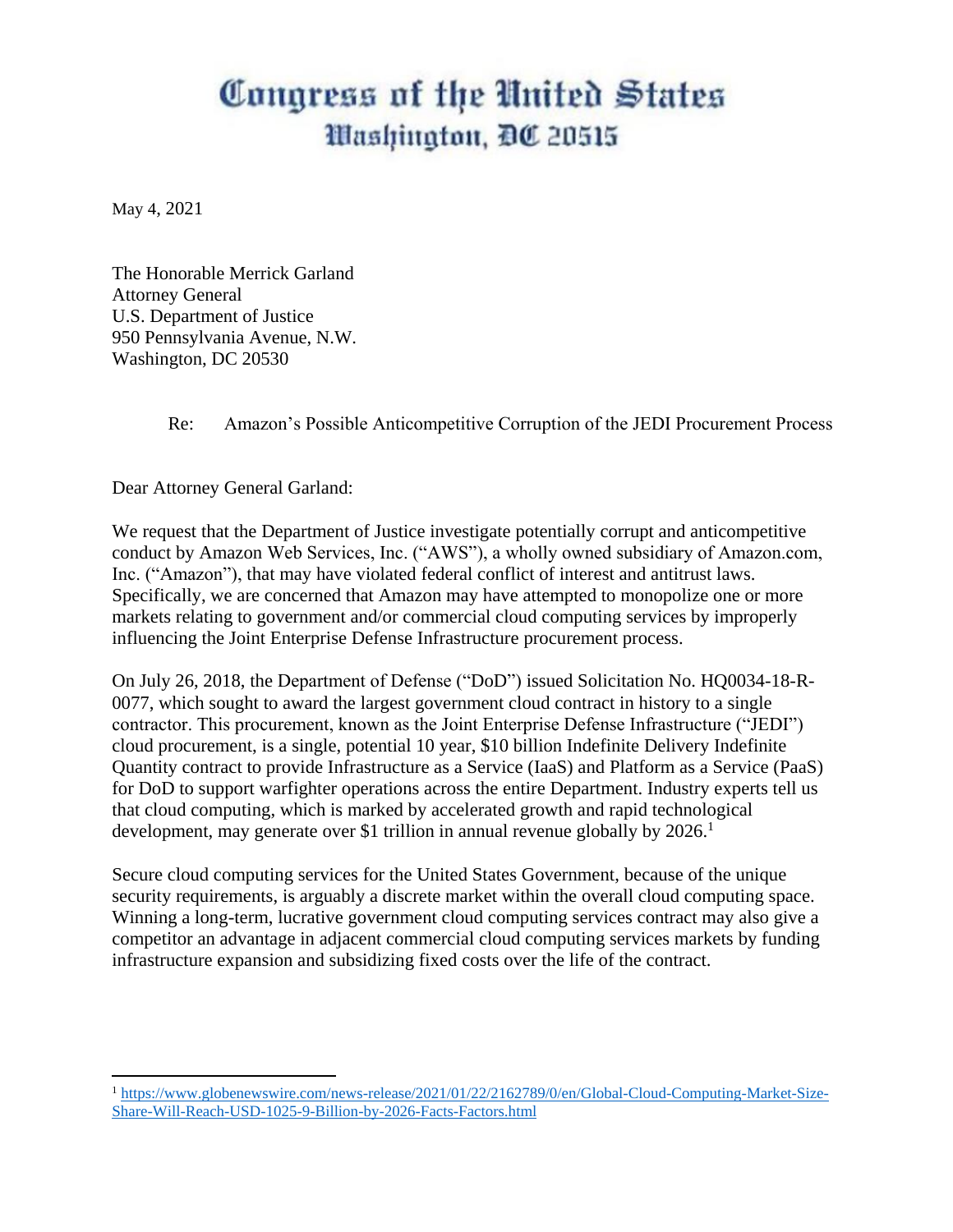# Congress of the United States
## Washington, DC 20515

May 4, 2021

The Honorable Merrick Garland
Attorney General
U.S. Department of Justice
950 Pennsylvania Avenue, N.W.
Washington, DC 20530

Re: Amazon's Possible Anticompetitive Corruption of the JEDI Procurement Process

Dear Attorney General Garland:

We request that the Department of Justice investigate potentially corrupt and anticompetitive conduct by Amazon Web Services, Inc. ("AWS"), a wholly owned subsidiary of Amazon.com, Inc. ("Amazon"), that may have violated federal conflict of interest and antitrust laws. Specifically, we are concerned that Amazon may have attempted to monopolize one or more markets relating to government and/or commercial cloud computing services by improperly influencing the Joint Enterprise Defense Infrastructure procurement process.

On July 26, 2018, the Department of Defense ("DoD") issued Solicitation No. HQ0034-18-R-0077, which sought to award the largest government cloud contract in history to a single contractor. This procurement, known as the Joint Enterprise Defense Infrastructure ("JEDI") cloud procurement, is a single, potential 10 year, $10 billion Indefinite Delivery Indefinite Quantity contract to provide Infrastructure as a Service (IaaS) and Platform as a Service (PaaS) for DoD to support warfighter operations across the entire Department. Industry experts tell us that cloud computing, which is marked by accelerated growth and rapid technological development, may generate over $1 trillion in annual revenue globally by 2026.[1]

Secure cloud computing services for the United States Government, because of the unique security requirements, is arguably a discrete market within the overall cloud computing space. Winning a long-term, lucrative government cloud computing services contract may also give a competitor an advantage in adjacent commercial cloud computing services markets by funding infrastructure expansion and subsidizing fixed costs over the life of the contract.

---

[1] https://www.globenewswire.com/news-release/2021/01/22/2162789/0/en/Global-Cloud-Computing-Market-Size-Share-Will-Reach-USD-1025-9-Billion-by-2026-Facts-Factors.html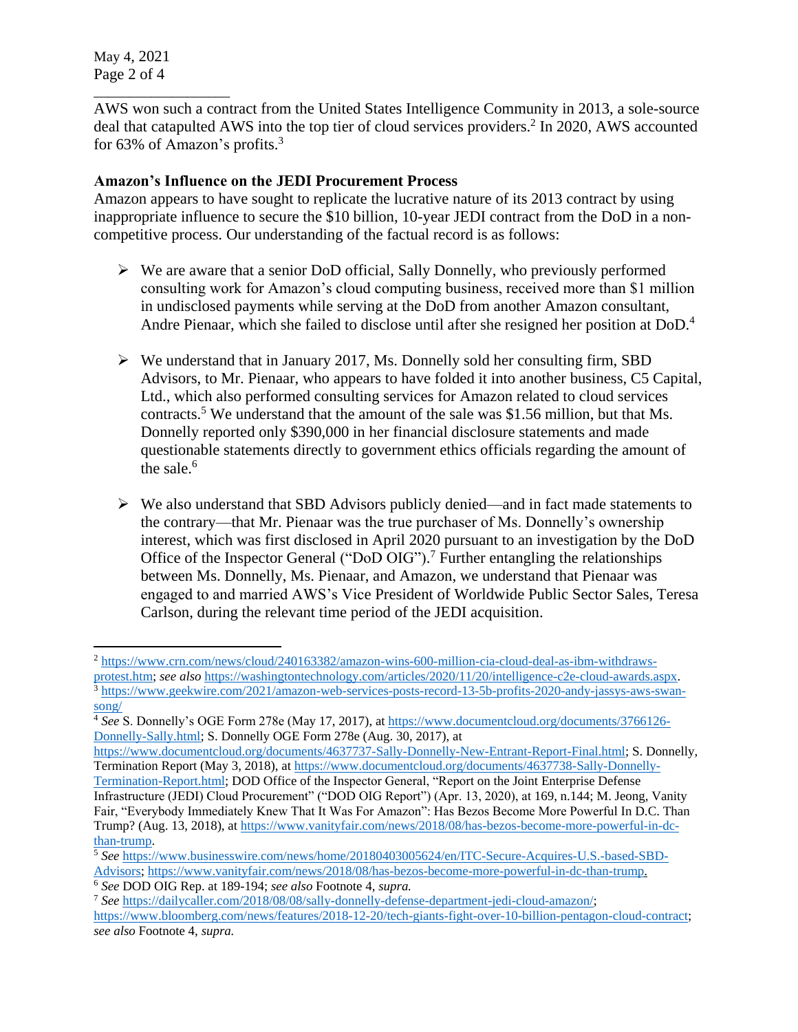AWS won such a contract from the United States Intelligence Community in 2013, a sole-source deal that catapulted AWS into the top tier of cloud services providers.[2] In 2020, AWS accounted for 63% of Amazon's profits.[3]

**Amazon's Influence on the JEDI Procurement Process**

Amazon appears to have sought to replicate the lucrative nature of its 2013 contract by using inappropriate influence to secure the $10 billion, 10-year JEDI contract from the DoD in a non-competitive process. Our understanding of the factual record is as follows:

- We are aware that a senior DoD official, Sally Donnelly, who previously performed consulting work for Amazon's cloud computing business, received more than $1 million in undisclosed payments while serving at the DoD from another Amazon consultant, Andre Pienaar, which she failed to disclose until after she resigned her position at DoD.[4]

- We understand that in January 2017, Ms. Donnelly sold her consulting firm, SBD Advisors, to Mr. Pienaar, who appears to have folded it into another business, C5 Capital, Ltd., which also performed consulting services for Amazon related to cloud services contracts.[5] We understand that the amount of the sale was $1.56 million, but that Ms. Donnelly reported only $390,000 in her financial disclosure statements and made questionable statements directly to government ethics officials regarding the amount of the sale.[6]

- We also understand that SBD Advisors publicly denied—and in fact made statements to the contrary—that Mr. Pienaar was the true purchaser of Ms. Donnelly's ownership interest, which was first disclosed in April 2020 pursuant to an investigation by the DoD Office of the Inspector General ("DoD OIG").[7] Further entangling the relationships between Ms. Donnelly, Ms. Pienaar, and Amazon, we understand that Pienaar was engaged to and married AWS's Vice President of Worldwide Public Sector Sales, Teresa Carlson, during the relevant time period of the JEDI acquisition.

---

[2] https://www.crn.com/news/cloud/240163382/amazon-wins-600-million-cia-cloud-deal-as-ibm-withdraws-protest.htm; *see also* https://washingtontechnology.com/articles/2020/11/20/intelligence-c2e-cloud-awards.aspx.

[3] https://www.geekwire.com/2021/amazon-web-services-posts-record-13-5b-profits-2020-andy-jassys-aws-swan-song/

[4] *See* S. Donnelly's OGE Form 278e (May 17, 2017), at https://www.documentcloud.org/documents/3766126-Donnelly-Sally.html; S. Donnelly OGE Form 278e (Aug. 30, 2017), at https://www.documentcloud.org/documents/4637737-Sally-Donnelly-New-Entrant-Report-Final.html; S. Donnelly, Termination Report (May 3, 2018), at https://www.documentcloud.org/documents/4637738-Sally-Donnelly-Termination-Report.html; DOD Office of the Inspector General, "Report on the Joint Enterprise Defense Infrastructure (JEDI) Cloud Procurement" ("DOD OIG Report") (Apr. 13, 2020), at 169, n.144; M. Jeong, Vanity Fair, "Everybody Immediately Knew That It Was For Amazon": Has Bezos Become More Powerful In D.C. Than Trump? (Aug. 13, 2018), at https://www.vanityfair.com/news/2018/08/has-bezos-become-more-powerful-in-dc-than-trump.

[5] *See* https://www.businesswire.com/news/home/20180403005624/en/ITC-Secure-Acquires-U.S.-based-SBD-Advisors; https://www.vanityfair.com/news/2018/08/has-bezos-become-more-powerful-in-dc-than-trump.

[6] *See* DOD OIG Rep. at 189-194; *see also* Footnote 4, *supra.*

[7] *See* https://dailycaller.com/2018/08/08/sally-donnelly-defense-department-jedi-cloud-amazon/; https://www.bloomberg.com/news/features/2018-12-20/tech-giants-fight-over-10-billion-pentagon-cloud-contract; *see also* Footnote 4, *supra.*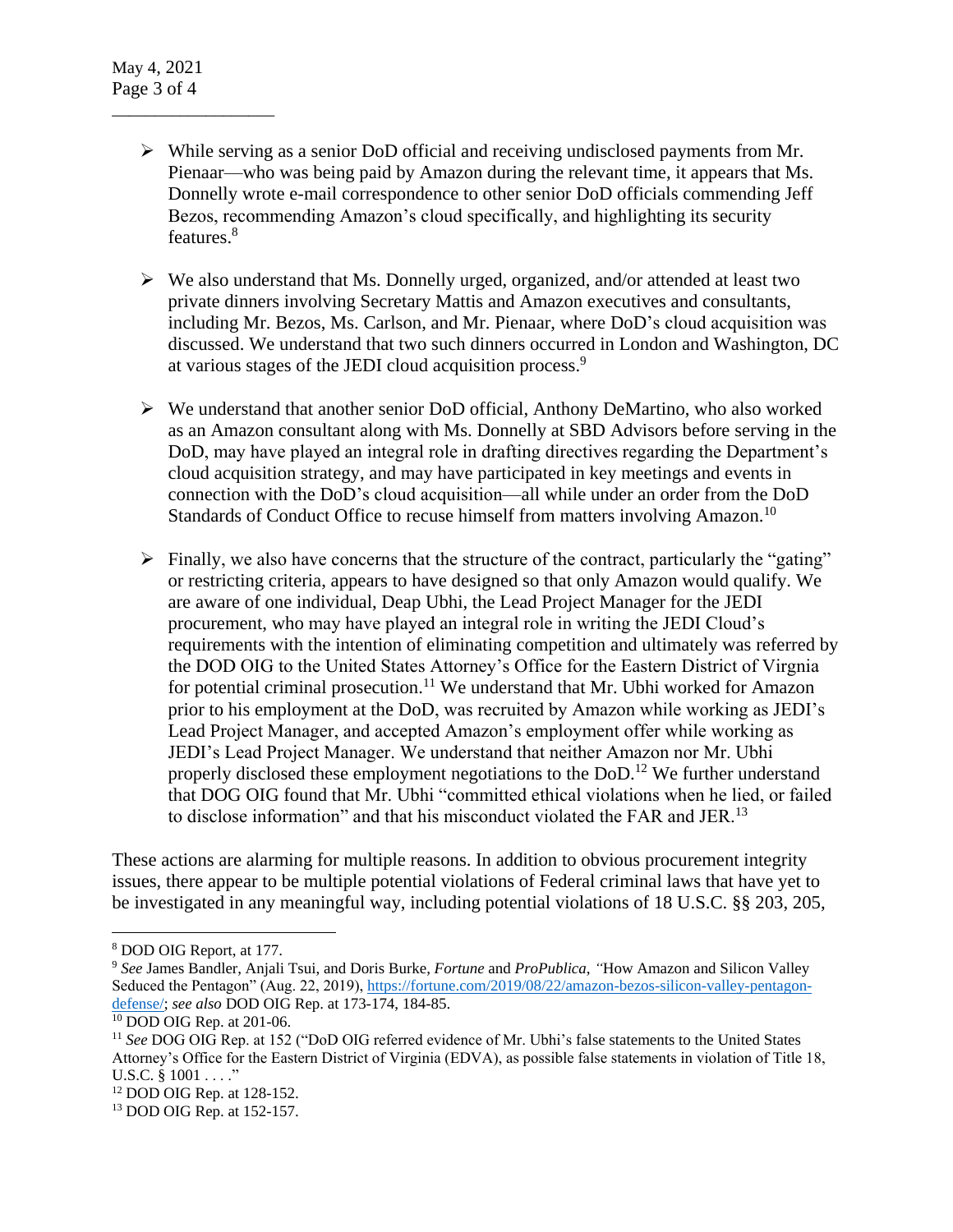- While serving as a senior DoD official and receiving undisclosed payments from Mr. Pienaar—who was being paid by Amazon during the relevant time, it appears that Ms. Donnelly wrote e-mail correspondence to other senior DoD officials commending Jeff Bezos, recommending Amazon's cloud specifically, and highlighting its security features.[8]

- We also understand that Ms. Donnelly urged, organized, and/or attended at least two private dinners involving Secretary Mattis and Amazon executives and consultants, including Mr. Bezos, Ms. Carlson, and Mr. Pienaar, where DoD's cloud acquisition was discussed. We understand that two such dinners occurred in London and Washington, DC at various stages of the JEDI cloud acquisition process.[9]

- We understand that another senior DoD official, Anthony DeMartino, who also worked as an Amazon consultant along with Ms. Donnelly at SBD Advisors before serving in the DoD, may have played an integral role in drafting directives regarding the Department's cloud acquisition strategy, and may have participated in key meetings and events in connection with the DoD's cloud acquisition—all while under an order from the DoD Standards of Conduct Office to recuse himself from matters involving Amazon.[10]

- Finally, we also have concerns that the structure of the contract, particularly the "gating" or restricting criteria, appears to have designed so that only Amazon would qualify. We are aware of one individual, Deap Ubhi, the Lead Project Manager for the JEDI procurement, who may have played an integral role in writing the JEDI Cloud's requirements with the intention of eliminating competition and ultimately was referred by the DOD OIG to the United States Attorney's Office for the Eastern District of Virgnia for potential criminal prosecution.[11] We understand that Mr. Ubhi worked for Amazon prior to his employment at the DoD, was recruited by Amazon while working as JEDI's Lead Project Manager, and accepted Amazon's employment offer while working as JEDI's Lead Project Manager. We understand that neither Amazon nor Mr. Ubhi properly disclosed these employment negotiations to the DoD.[12] We further understand that DOG OIG found that Mr. Ubhi "committed ethical violations when he lied, or failed to disclose information" and that his misconduct violated the FAR and JER.[13]

These actions are alarming for multiple reasons. In addition to obvious procurement integrity issues, there appear to be multiple potential violations of Federal criminal laws that have yet to be investigated in any meaningful way, including potential violations of 18 U.S.C. §§ 203, 205,

---

[8] DOD OIG Report, at 177.

[9] *See* James Bandler, Anjali Tsui, and Doris Burke, *Fortune* and *ProPublica*, "How Amazon and Silicon Valley Seduced the Pentagon" (Aug. 22, 2019), https://fortune.com/2019/08/22/amazon-bezos-silicon-valley-pentagon-defense/; *see also* DOD OIG Rep. at 173-174, 184-85.

[10] DOD OIG Rep. at 201-06.

[11] *See* DOG OIG Rep. at 152 ("DoD OIG referred evidence of Mr. Ubhi's false statements to the United States Attorney's Office for the Eastern District of Virginia (EDVA), as possible false statements in violation of Title 18, U.S.C. § 1001 . . . ."

[12] DOD OIG Rep. at 128-152.

[13] DOD OIG Rep. at 152-157.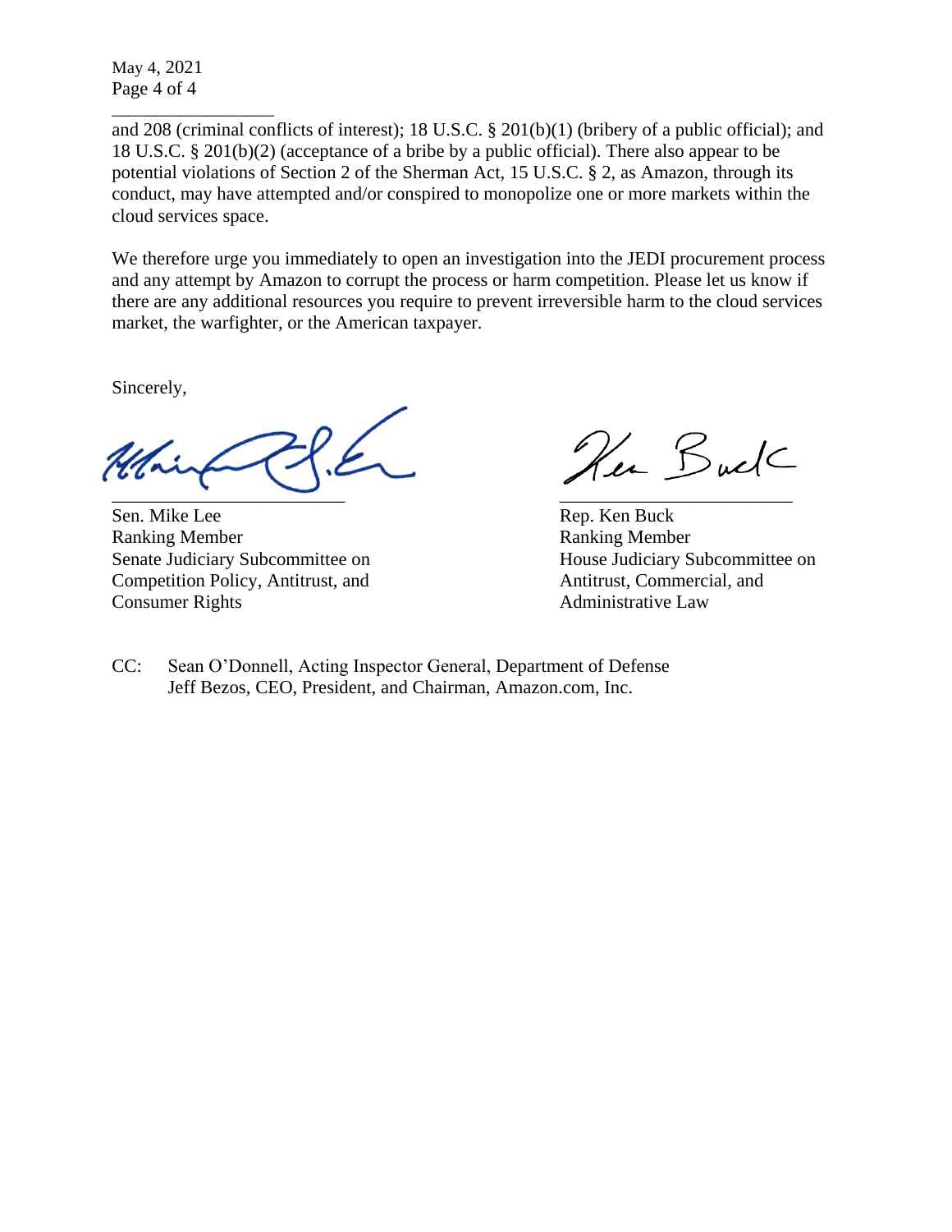and 208 (criminal conflicts of interest); 18 U.S.C. § 201(b)(1) (bribery of a public official); and 18 U.S.C. § 201(b)(2) (acceptance of a bribe by a public official). There also appear to be potential violations of Section 2 of the Sherman Act, 15 U.S.C. § 2, as Amazon, through its conduct, may have attempted and/or conspired to monopolize one or more markets within the cloud services space.

We therefore urge you immediately to open an investigation into the JEDI procurement process and any attempt by Amazon to corrupt the process or harm competition. Please let us know if there are any additional resources you require to prevent irreversible harm to the cloud services market, the warfighter, or the American taxpayer.

Sincerely,

Sen. Mike Lee
Ranking Member
Senate Judiciary Subcommittee on Competition Policy, Antitrust, and Consumer Rights

Rep. Ken Buck
Ranking Member
House Judiciary Subcommittee on Antitrust, Commercial, and Administrative Law

CC: Sean O'Donnell, Acting Inspector General, Department of Defense
Jeff Bezos, CEO, President, and Chairman, Amazon.com, Inc.